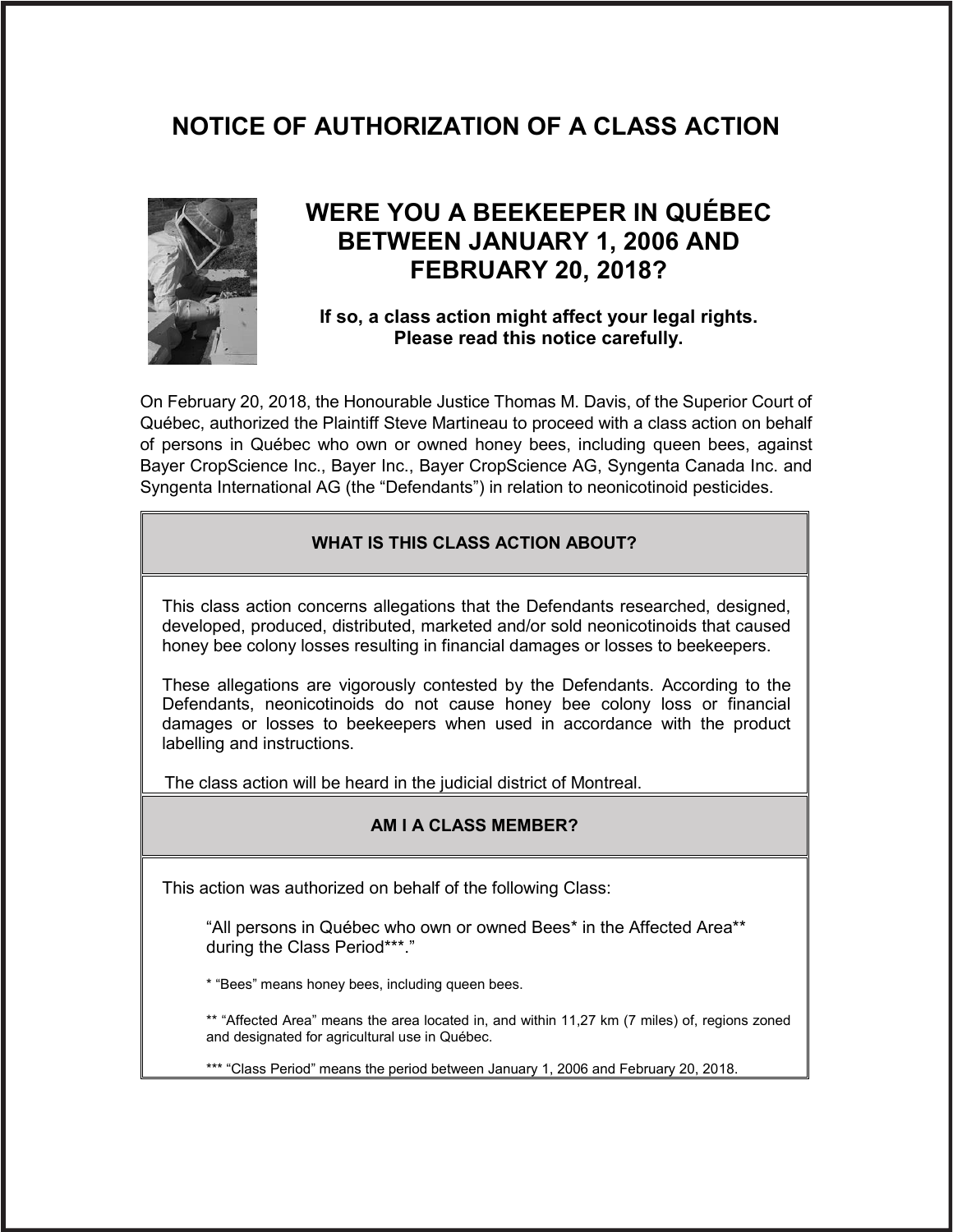# NOTICE OF AUTHORIZATION OF A CLASS ACTION

## WERE YOU A BEEKEEPER IN QUÉBEC BETWEEN JANUARY 1, 2006 AND FEBRUARY 20, 2018?

**If so, a class action might affect your legal rights. Please read this notice carefully.**

On February 20, 2018, the Honourable Justice Thomas M. Davis, of the Superior Court of Québec, authorized the Plaintiff Steve Martineau to proceed with a class action on behalf of persons in Québec who own or owned honey bees, including queen bees, against Bayer CropScience Inc., Bayer Inc., Bayer CropScience AG, Syngenta Canada Inc. and Syngenta International AG (the "Defendants") in relation to neonicotinoid pesticides.

### WHAT IS THIS CLASS ACTION ABOUT?

This class action concerns allegations that the Defendants researched, designed, developed, produced, distributed, marketed and/or sold neonicotinoids that caused honey bee colony losses resulting in financial damages or losses to beekeepers.

These allegations are vigorously contested by the Defendants. According to the Defendants, neonicotinoids do not cause honey bee colony loss or financial damages or losses to beekeepers when used in accordance with the product labelling and instructions.

The class action will be heard in the judicial district of Montreal.

### AM I A CLASS MEMBER?

This action was authorized on behalf of the following Class:

> "All persons in Québec who own or owned Bees* in the Affected Area** during the Class Period***."
>
> * "Bees" means honey bees, including queen bees.
>
> ** "Affected Area" means the area located in, and within 11,27 km (7 miles) of, regions zoned and designated for agricultural use in Québec.
>
> *** "Class Period" means the period between January 1, 2006 and February 20, 2018.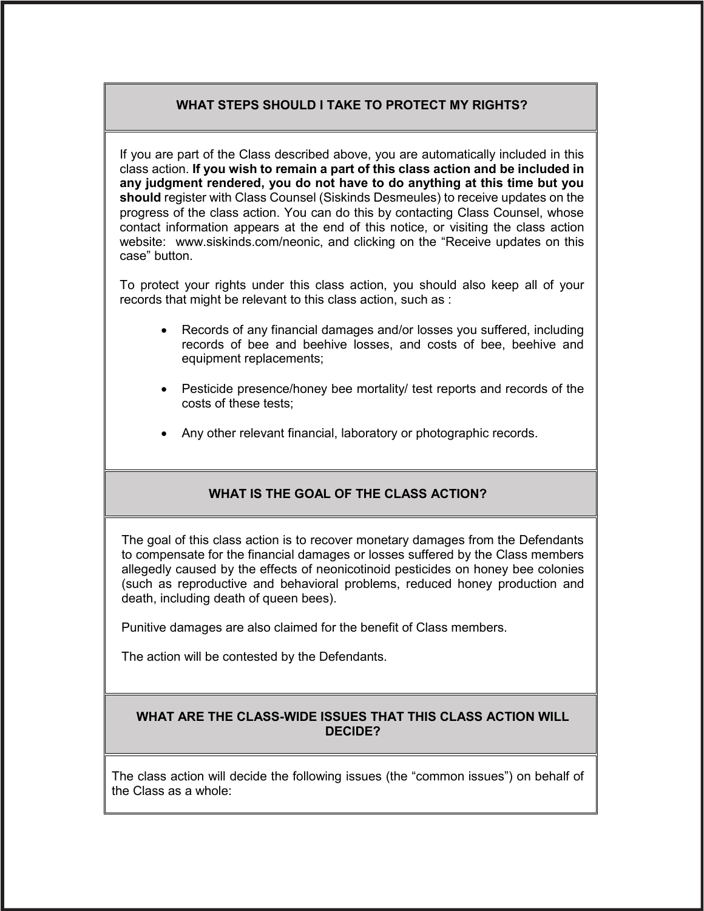## WHAT STEPS SHOULD I TAKE TO PROTECT MY RIGHTS?

If you are part of the Class described above, you are automatically included in this class action. **If you wish to remain a part of this class action and be included in any judgment rendered, you do not have to do anything at this time but you should** register with Class Counsel (Siskinds Desmeules) to receive updates on the progress of the class action. You can do this by contacting Class Counsel, whose contact information appears at the end of this notice, or visiting the class action website: www.siskinds.com/neonic, and clicking on the "Receive updates on this case" button.

To protect your rights under this class action, you should also keep all of your records that might be relevant to this class action, such as :

- Records of any financial damages and/or losses you suffered, including records of bee and beehive losses, and costs of bee, beehive and equipment replacements;
- Pesticide presence/honey bee mortality/ test reports and records of the costs of these tests;
- Any other relevant financial, laboratory or photographic records.

## WHAT IS THE GOAL OF THE CLASS ACTION?

The goal of this class action is to recover monetary damages from the Defendants to compensate for the financial damages or losses suffered by the Class members allegedly caused by the effects of neonicotinoid pesticides on honey bee colonies (such as reproductive and behavioral problems, reduced honey production and death, including death of queen bees).

Punitive damages are also claimed for the benefit of Class members.

The action will be contested by the Defendants.

## WHAT ARE THE CLASS-WIDE ISSUES THAT THIS CLASS ACTION WILL DECIDE?

The class action will decide the following issues (the "common issues") on behalf of the Class as a whole: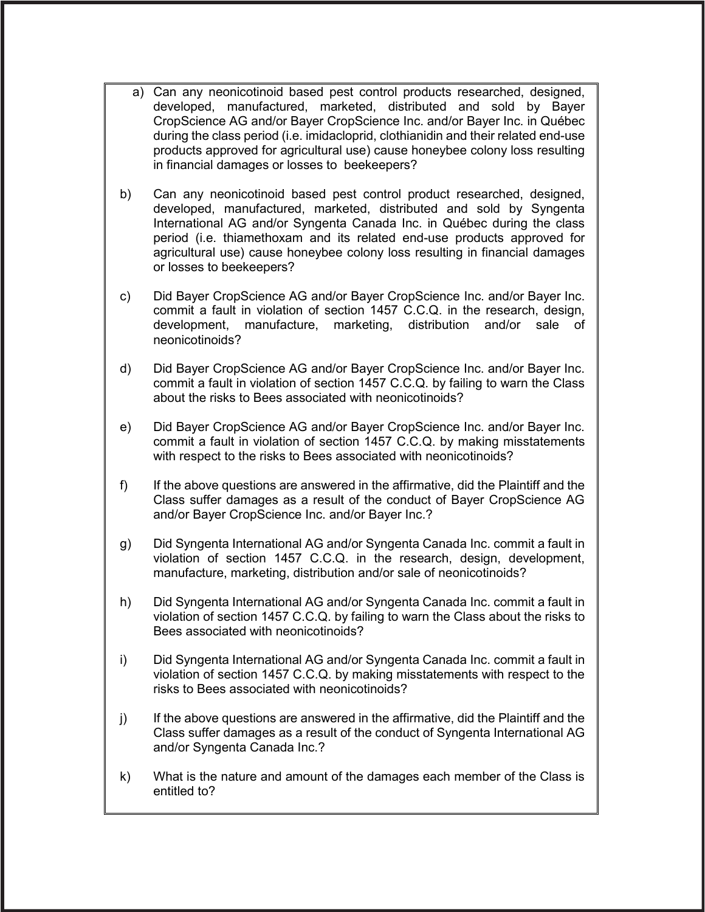a) Can any neonicotinoid based pest control products researched, designed, developed, manufactured, marketed, distributed and sold by Bayer CropScience AG and/or Bayer CropScience Inc. and/or Bayer Inc. in Québec during the class period (i.e. imidacloprid, clothianidin and their related end-use products approved for agricultural use) cause honeybee colony loss resulting in financial damages or losses to beekeepers?

b) Can any neonicotinoid based pest control product researched, designed, developed, manufactured, marketed, distributed and sold by Syngenta International AG and/or Syngenta Canada Inc. in Québec during the class period (i.e. thiamethoxam and its related end-use products approved for agricultural use) cause honeybee colony loss resulting in financial damages or losses to beekeepers?

c) Did Bayer CropScience AG and/or Bayer CropScience Inc. and/or Bayer Inc. commit a fault in violation of section 1457 C.C.Q. in the research, design, development, manufacture, marketing, distribution and/or sale of neonicotinoids?

d) Did Bayer CropScience AG and/or Bayer CropScience Inc. and/or Bayer Inc. commit a fault in violation of section 1457 C.C.Q. by failing to warn the Class about the risks to Bees associated with neonicotinoids?

e) Did Bayer CropScience AG and/or Bayer CropScience Inc. and/or Bayer Inc. commit a fault in violation of section 1457 C.C.Q. by making misstatements with respect to the risks to Bees associated with neonicotinoids?

f) If the above questions are answered in the affirmative, did the Plaintiff and the Class suffer damages as a result of the conduct of Bayer CropScience AG and/or Bayer CropScience Inc. and/or Bayer Inc.?

g) Did Syngenta International AG and/or Syngenta Canada Inc. commit a fault in violation of section 1457 C.C.Q. in the research, design, development, manufacture, marketing, distribution and/or sale of neonicotinoids?

h) Did Syngenta International AG and/or Syngenta Canada Inc. commit a fault in violation of section 1457 C.C.Q. by failing to warn the Class about the risks to Bees associated with neonicotinoids?

i) Did Syngenta International AG and/or Syngenta Canada Inc. commit a fault in violation of section 1457 C.C.Q. by making misstatements with respect to the risks to Bees associated with neonicotinoids?

j) If the above questions are answered in the affirmative, did the Plaintiff and the Class suffer damages as a result of the conduct of Syngenta International AG and/or Syngenta Canada Inc.?

k) What is the nature and amount of the damages each member of the Class is entitled to?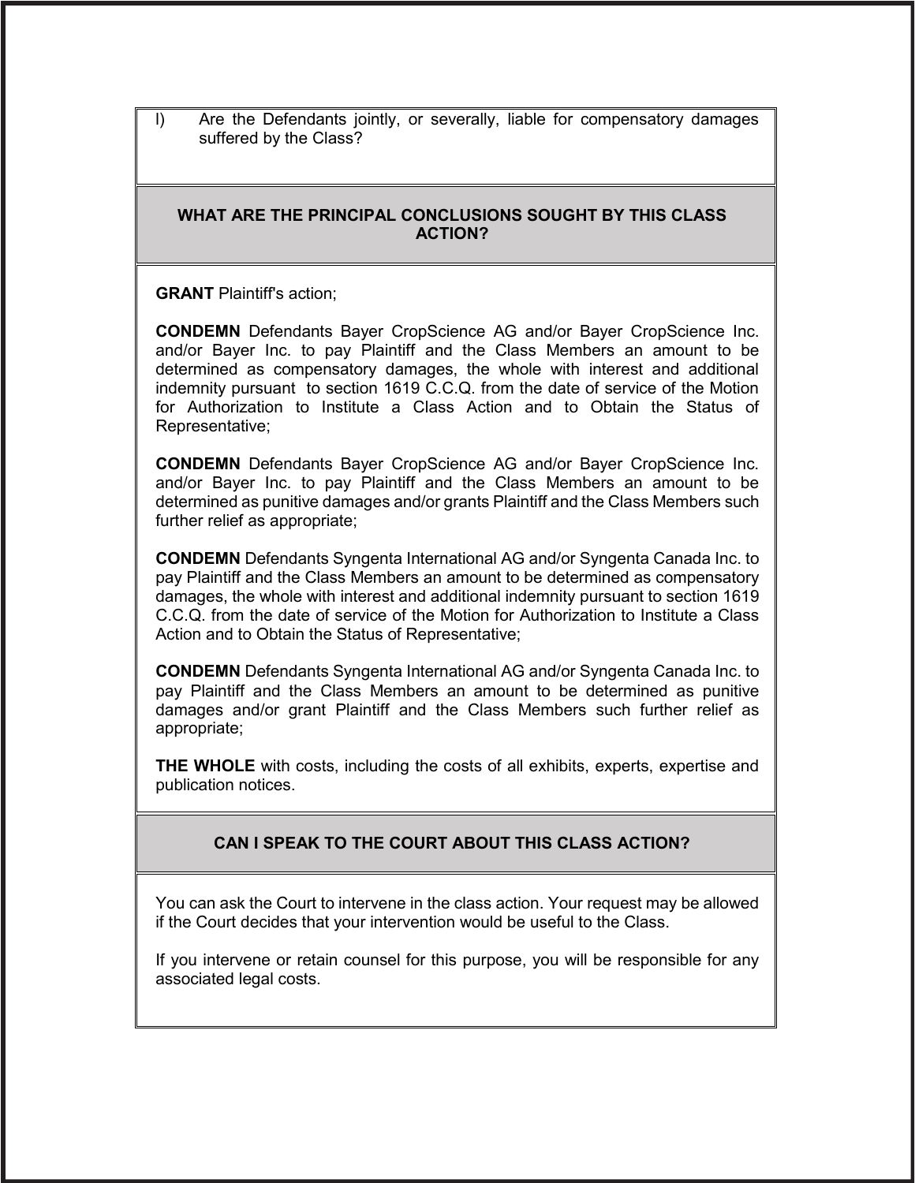l) Are the Defendants jointly, or severally, liable for compensatory damages suffered by the Class?

## WHAT ARE THE PRINCIPAL CONCLUSIONS SOUGHT BY THIS CLASS ACTION?

**GRANT** Plaintiff's action;

**CONDEMN** Defendants Bayer CropScience AG and/or Bayer CropScience Inc. and/or Bayer Inc. to pay Plaintiff and the Class Members an amount to be determined as compensatory damages, the whole with interest and additional indemnity pursuant to section 1619 C.C.Q. from the date of service of the Motion for Authorization to Institute a Class Action and to Obtain the Status of Representative;

**CONDEMN** Defendants Bayer CropScience AG and/or Bayer CropScience Inc. and/or Bayer Inc. to pay Plaintiff and the Class Members an amount to be determined as punitive damages and/or grants Plaintiff and the Class Members such further relief as appropriate;

**CONDEMN** Defendants Syngenta International AG and/or Syngenta Canada Inc. to pay Plaintiff and the Class Members an amount to be determined as compensatory damages, the whole with interest and additional indemnity pursuant to section 1619 C.C.Q. from the date of service of the Motion for Authorization to Institute a Class Action and to Obtain the Status of Representative;

**CONDEMN** Defendants Syngenta International AG and/or Syngenta Canada Inc. to pay Plaintiff and the Class Members an amount to be determined as punitive damages and/or grant Plaintiff and the Class Members such further relief as appropriate;

**THE WHOLE** with costs, including the costs of all exhibits, experts, expertise and publication notices.

## CAN I SPEAK TO THE COURT ABOUT THIS CLASS ACTION?

You can ask the Court to intervene in the class action. Your request may be allowed if the Court decides that your intervention would be useful to the Class.

If you intervene or retain counsel for this purpose, you will be responsible for any associated legal costs.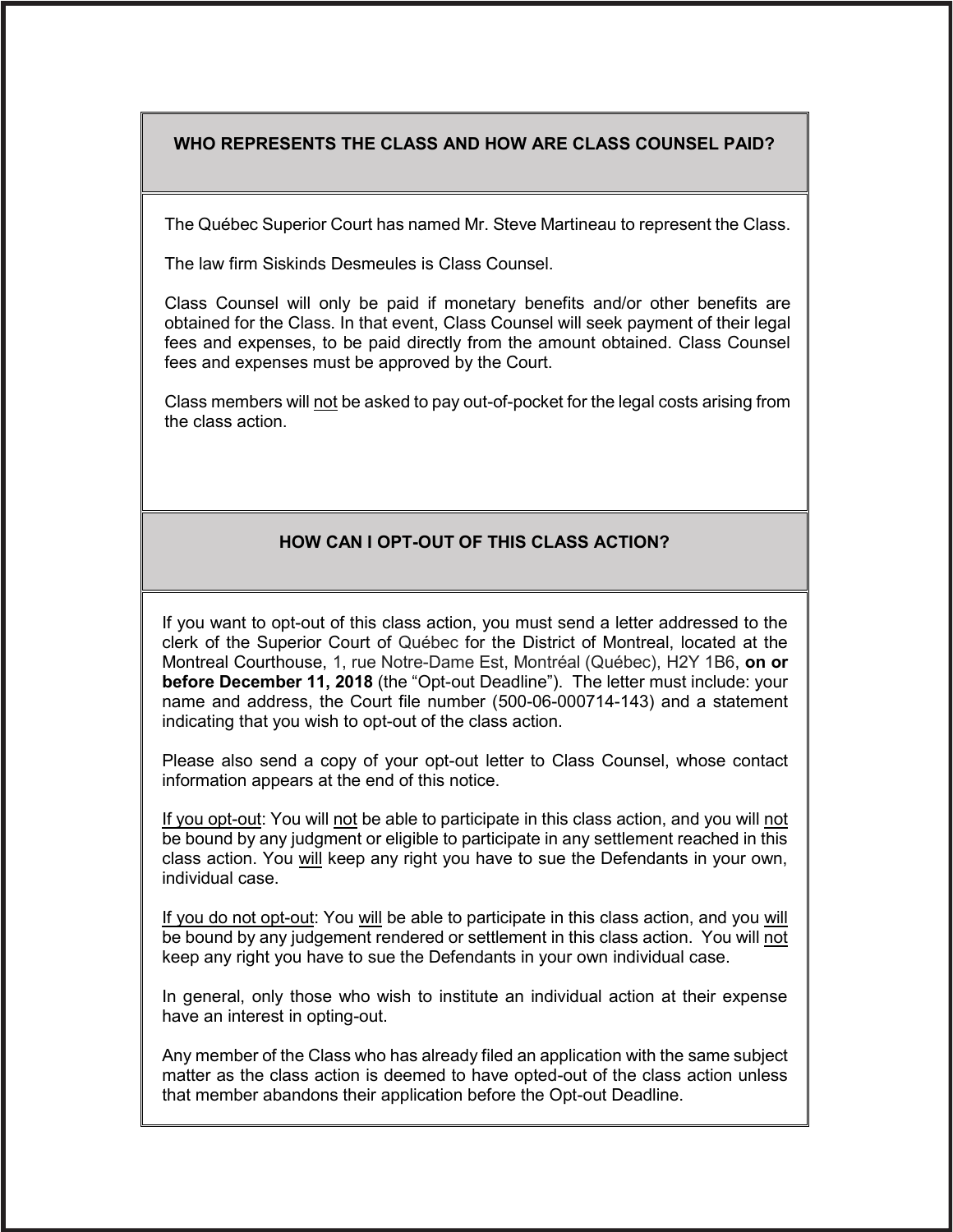## WHO REPRESENTS THE CLASS AND HOW ARE CLASS COUNSEL PAID?

The Québec Superior Court has named Mr. Steve Martineau to represent the Class.

The law firm Siskinds Desmeules is Class Counsel.

Class Counsel will only be paid if monetary benefits and/or other benefits are obtained for the Class. In that event, Class Counsel will seek payment of their legal fees and expenses, to be paid directly from the amount obtained. Class Counsel fees and expenses must be approved by the Court.

Class members will not be asked to pay out-of-pocket for the legal costs arising from the class action.

## HOW CAN I OPT-OUT OF THIS CLASS ACTION?

If you want to opt-out of this class action, you must send a letter addressed to the clerk of the Superior Court of Québec for the District of Montreal, located at the Montreal Courthouse, 1, rue Notre-Dame Est, Montréal (Québec), H2Y 1B6, **on or before December 11, 2018** (the "Opt-out Deadline"). The letter must include: your name and address, the Court file number (500-06-000714-143) and a statement indicating that you wish to opt-out of the class action.

Please also send a copy of your opt-out letter to Class Counsel, whose contact information appears at the end of this notice.

If you opt-out: You will not be able to participate in this class action, and you will not be bound by any judgment or eligible to participate in any settlement reached in this class action. You will keep any right you have to sue the Defendants in your own, individual case.

If you do not opt-out: You will be able to participate in this class action, and you will be bound by any judgement rendered or settlement in this class action. You will not keep any right you have to sue the Defendants in your own individual case.

In general, only those who wish to institute an individual action at their expense have an interest in opting-out.

Any member of the Class who has already filed an application with the same subject matter as the class action is deemed to have opted-out of the class action unless that member abandons their application before the Opt-out Deadline.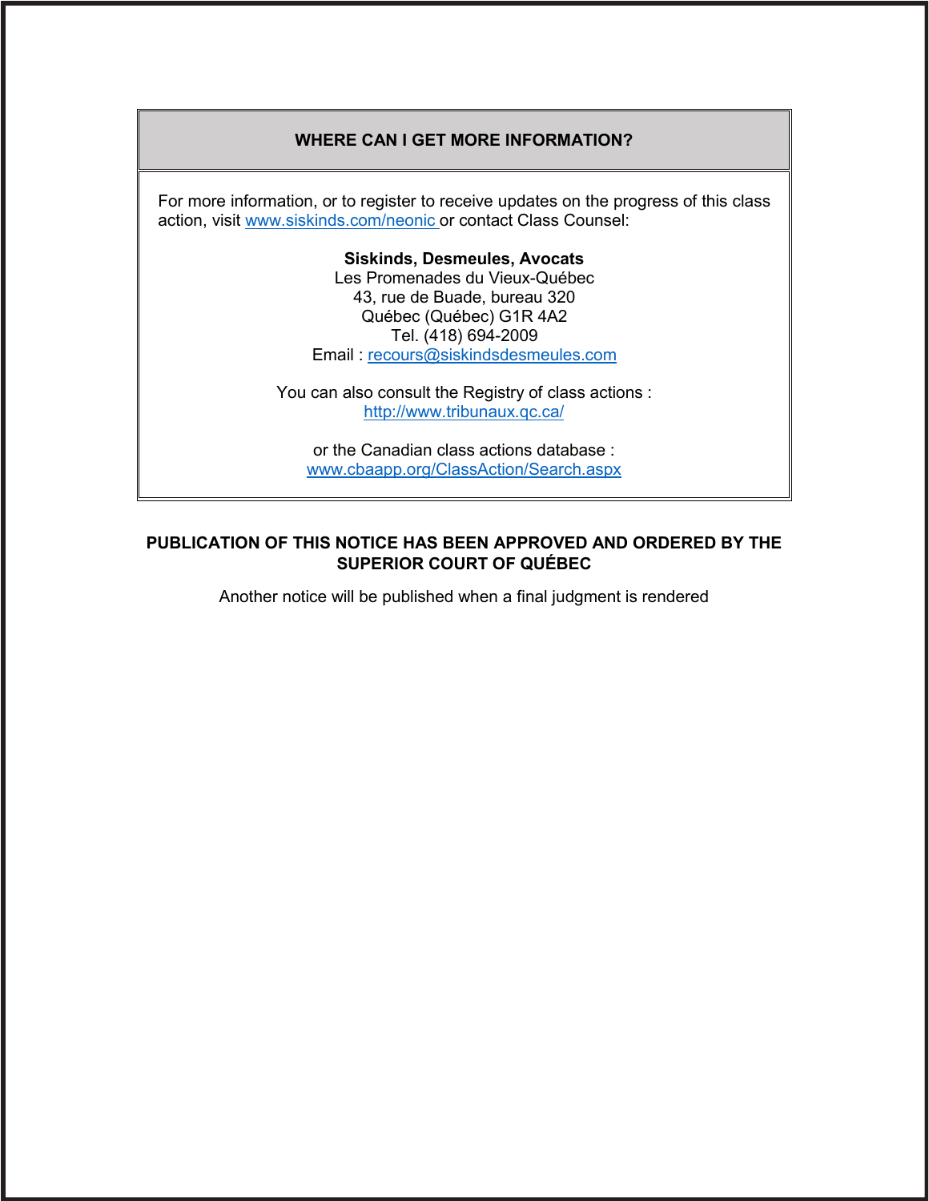## WHERE CAN I GET MORE INFORMATION?

For more information, or to register to receive updates on the progress of this class action, visit www.siskinds.com/neonic or contact Class Counsel:

**Siskinds, Desmeules, Avocats**
Les Promenades du Vieux-Québec
43, rue de Buade, bureau 320
Québec (Québec) G1R 4A2
Tel. (418) 694-2009
Email : recours@siskindsdesmeules.com

You can also consult the Registry of class actions :
http://www.tribunaux.qc.ca/

or the Canadian class actions database :
www.cbaapp.org/ClassAction/Search.aspx

**PUBLICATION OF THIS NOTICE HAS BEEN APPROVED AND ORDERED BY THE SUPERIOR COURT OF QUÉBEC**

Another notice will be published when a final judgment is rendered